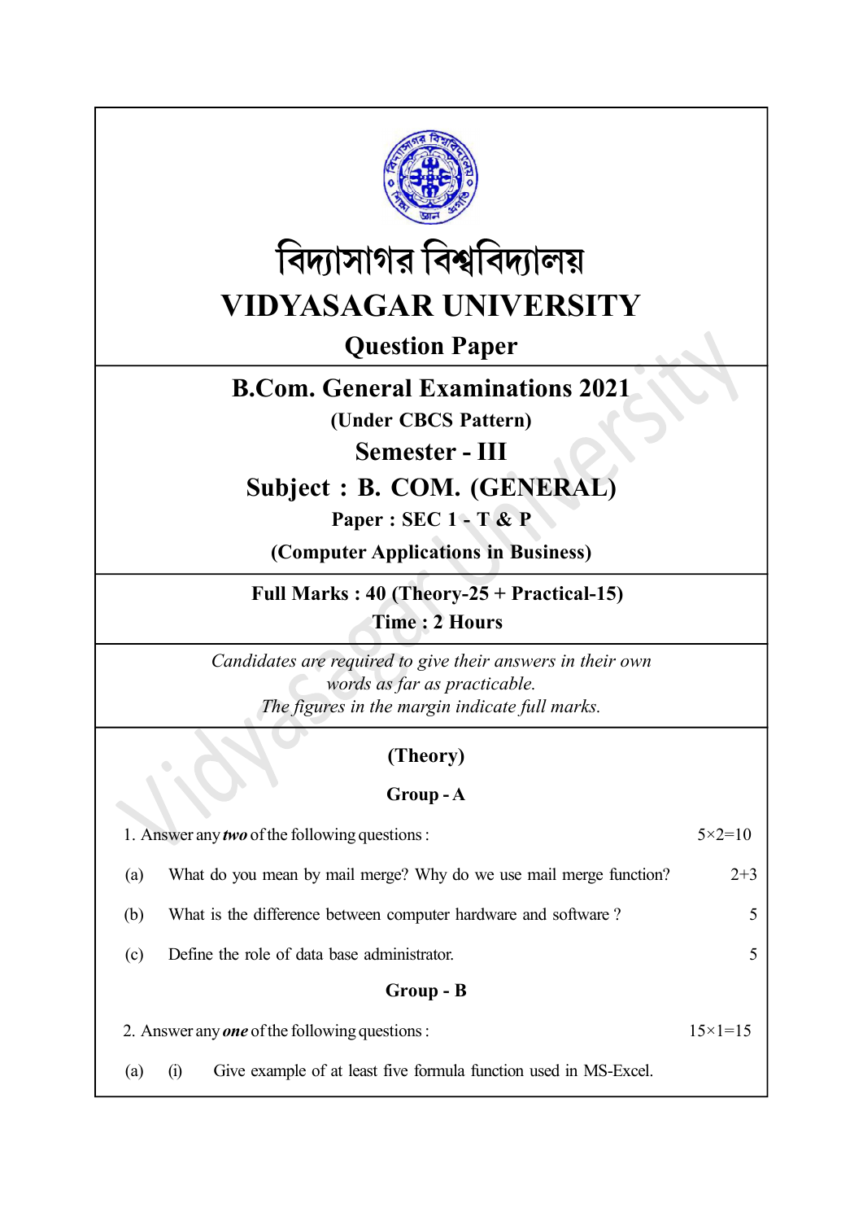বিদ্যাসাগর বিশ্ববিদ্যালয়

# VIDYASAGAR UNIVERSITY

## Question Paper

## B.Com. General Examinations 2021

**(Under CBCS Pattern)**

## Semester - III

## Subject : B. COM. (GENERAL)

**Paper : SEC 1 - T & P**

**(Computer Applications in Business)**

**Full Marks : 40 (Theory-25 + Practical-15)**

**Time : 2 Hours**

*Candidates are required to give their answers in their own words as far as practicable.*
*The figures in the margin indicate full marks.*

### (Theory)

### Group - A

1. Answer any ***two*** of the following questions : 5×2=10

(a) What do you mean by mail merge? Why do we use mail merge function? 2+3

(b) What is the difference between computer hardware and software ? 5

(c) Define the role of data base administrator. 5

### Group - B

2. Answer any ***one*** of the following questions : 15×1=15

(a) (i) Give example of at least five formula function used in MS-Excel.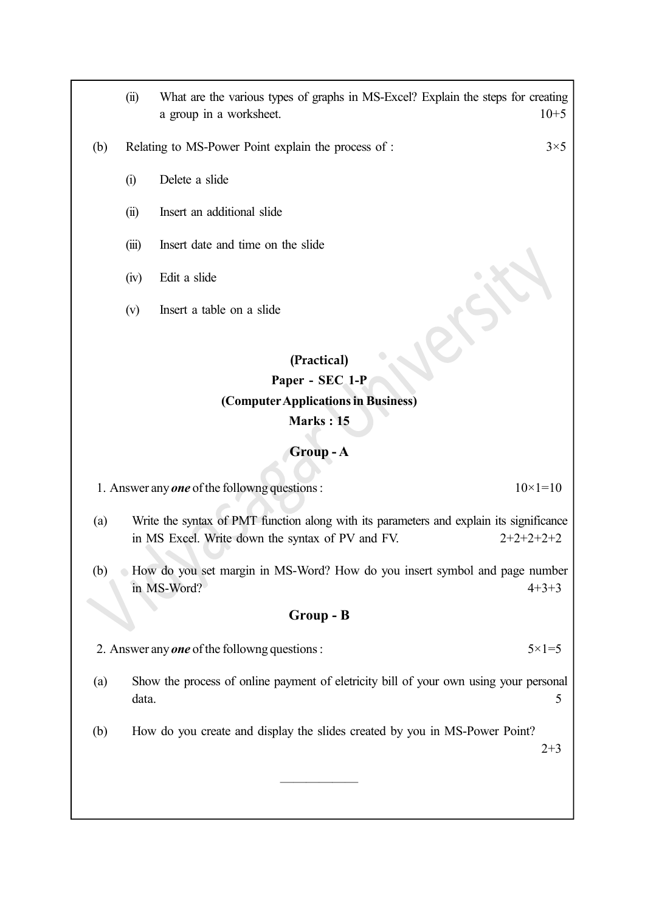(ii) What are the various types of graphs in MS-Excel? Explain the steps for creating a group in a worksheet. 10+5

(b) Relating to MS-Power Point explain the process of : 3×5

(i) Delete a slide

(ii) Insert an additional slide

(iii) Insert date and time on the slide

(iv) Edit a slide

(v) Insert a table on a slide

**(Practical)**

**Paper - SEC 1-P**

**(Computer Applications in Business)**

**Marks : 15**

## Group - A

1. Answer any ***one*** of the followng questions : 10×1=10

(a) Write the syntax of PMT function along with its parameters and explain its significance in MS Excel. Write down the syntax of PV and FV. 2+2+2+2+2

(b) How do you set margin in MS-Word? How do you insert symbol and page number in MS-Word? 4+3+3

## Group - B

2. Answer any ***one*** of the followng questions : 5×1=5

(a) Show the process of online payment of eletricity bill of your own using your personal data. 5

(b) How do you create and display the slides created by you in MS-Power Point? 2+3